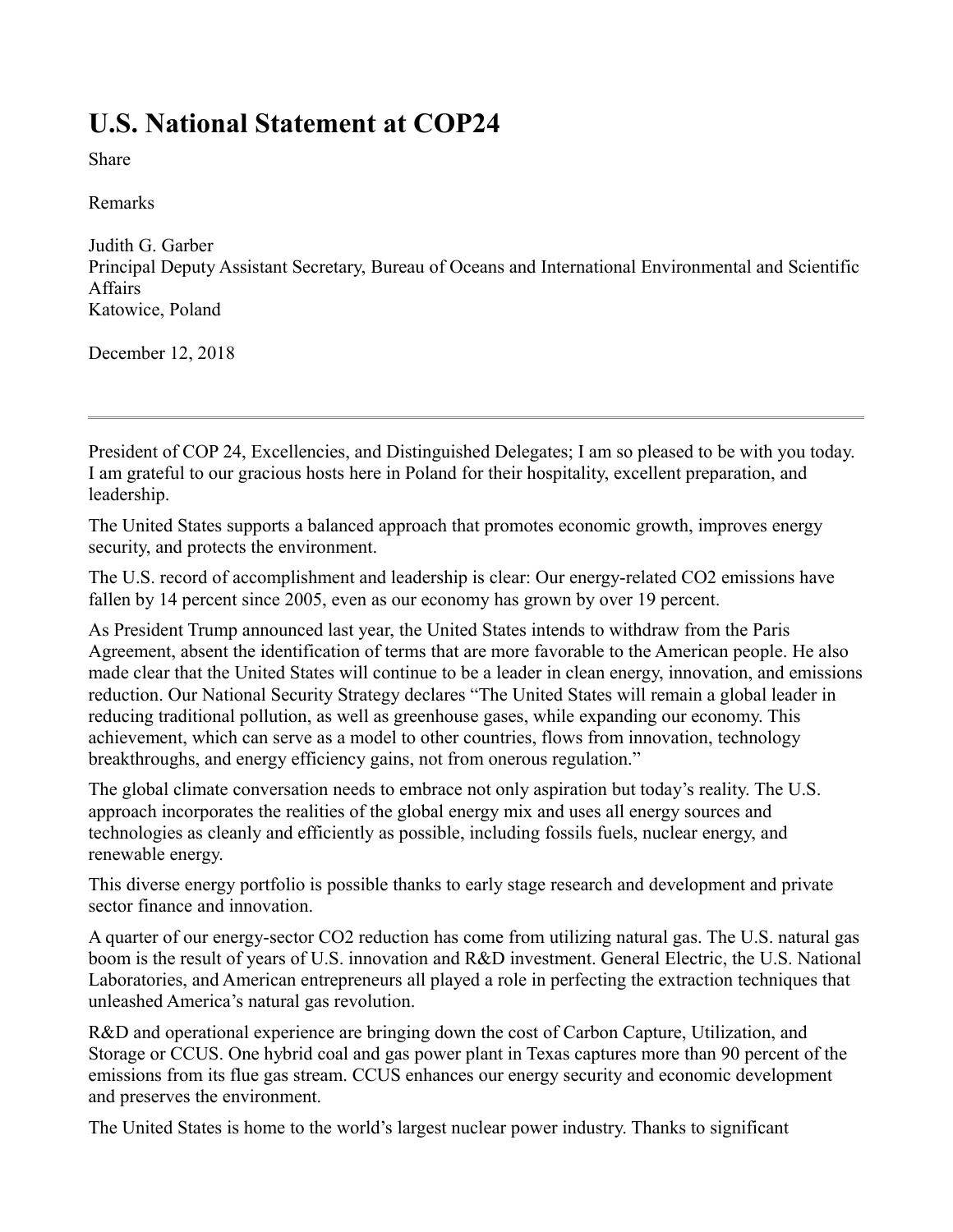# U.S. National Statement at COP24

Share

Remarks

Judith G. Garber
Principal Deputy Assistant Secretary, Bureau of Oceans and International Environmental and Scientific Affairs
Katowice, Poland

December 12, 2018

---

President of COP 24, Excellencies, and Distinguished Delegates; I am so pleased to be with you today. I am grateful to our gracious hosts here in Poland for their hospitality, excellent preparation, and leadership.

The United States supports a balanced approach that promotes economic growth, improves energy security, and protects the environment.

The U.S. record of accomplishment and leadership is clear: Our energy-related $CO_2$ emissions have fallen by 14 percent since 2005, even as our economy has grown by over 19 percent.

As President Trump announced last year, the United States intends to withdraw from the Paris Agreement, absent the identification of terms that are more favorable to the American people. He also made clear that the United States will continue to be a leader in clean energy, innovation, and emissions reduction. Our National Security Strategy declares "The United States will remain a global leader in reducing traditional pollution, as well as greenhouse gases, while expanding our economy. This achievement, which can serve as a model to other countries, flows from innovation, technology breakthroughs, and energy efficiency gains, not from onerous regulation."

The global climate conversation needs to embrace not only aspiration but today's reality. The U.S. approach incorporates the realities of the global energy mix and uses all energy sources and technologies as cleanly and efficiently as possible, including fossils fuels, nuclear energy, and renewable energy.

This diverse energy portfolio is possible thanks to early stage research and development and private sector finance and innovation.

A quarter of our energy-sector $CO_2$ reduction has come from utilizing natural gas. The U.S. natural gas boom is the result of years of U.S. innovation and R&D investment. General Electric, the U.S. National Laboratories, and American entrepreneurs all played a role in perfecting the extraction techniques that unleashed America's natural gas revolution.

R&D and operational experience are bringing down the cost of Carbon Capture, Utilization, and Storage or CCUS. One hybrid coal and gas power plant in Texas captures more than 90 percent of the emissions from its flue gas stream. CCUS enhances our energy security and economic development and preserves the environment.

The United States is home to the world's largest nuclear power industry. Thanks to significant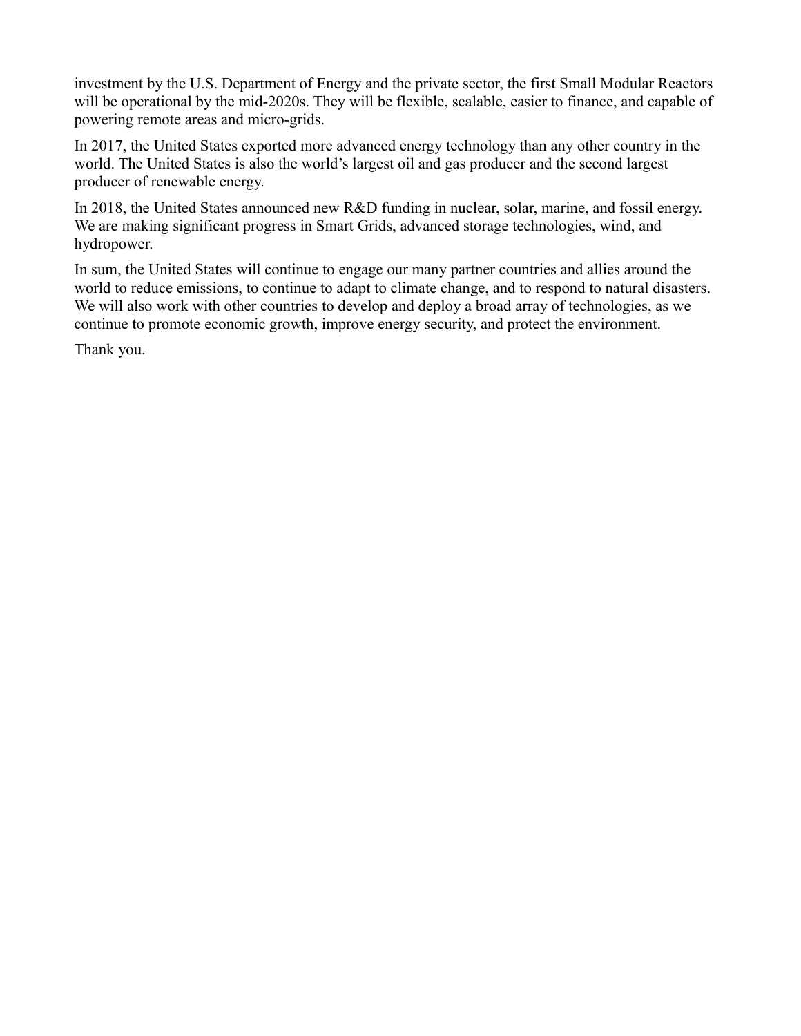investment by the U.S. Department of Energy and the private sector, the first Small Modular Reactors will be operational by the mid-2020s. They will be flexible, scalable, easier to finance, and capable of powering remote areas and micro-grids.

In 2017, the United States exported more advanced energy technology than any other country in the world. The United States is also the world's largest oil and gas producer and the second largest producer of renewable energy.

In 2018, the United States announced new R&D funding in nuclear, solar, marine, and fossil energy. We are making significant progress in Smart Grids, advanced storage technologies, wind, and hydropower.

In sum, the United States will continue to engage our many partner countries and allies around the world to reduce emissions, to continue to adapt to climate change, and to respond to natural disasters. We will also work with other countries to develop and deploy a broad array of technologies, as we continue to promote economic growth, improve energy security, and protect the environment.

Thank you.